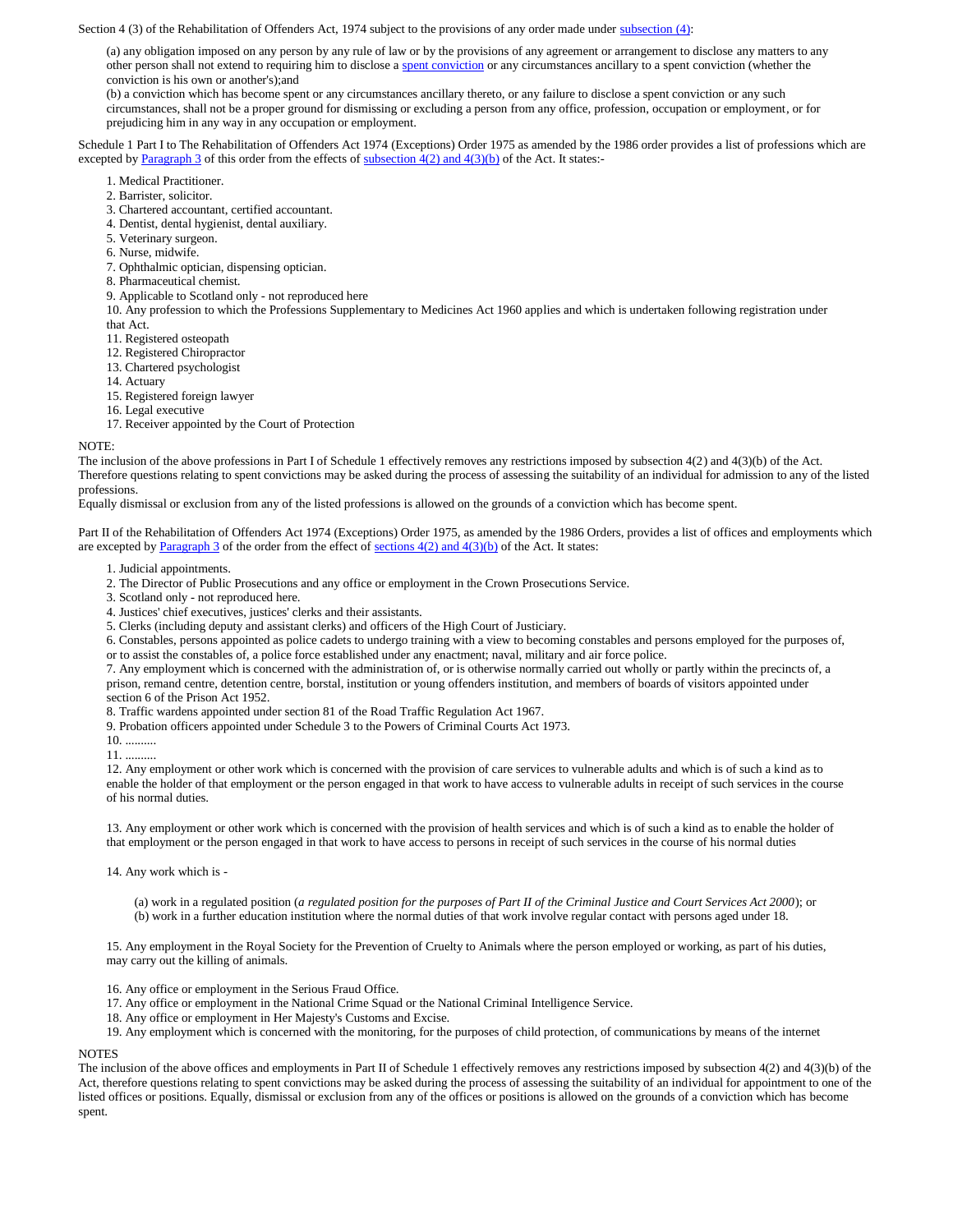Section 4 (3) of the Rehabilitation of Offenders Act, 1974 subject to the provisions of any order made under subsection (4):

(a) any obligation imposed on any person by any rule of law or by the provisions of any agreement or arrangement to disclose any matters to any other person shall not extend to requiring him to disclose a spent conviction or any circumstances ancillary to a spent conviction (whether the conviction is his own or another's);and
(b) a conviction which has become spent or any circumstances ancillary thereto, or any failure to disclose a spent conviction or any such circumstances, shall not be a proper ground for dismissing or excluding a person from any office, profession, occupation or employment, or for prejudicing him in any way in any occupation or employment.

Schedule 1 Part I to The Rehabilitation of Offenders Act 1974 (Exceptions) Order 1975 as amended by the 1986 order provides a list of professions which are excepted by Paragraph 3 of this order from the effects of subsection 4(2) and 4(3)(b) of the Act. It states:-

1. Medical Practitioner.
2. Barrister, solicitor.
3. Chartered accountant, certified accountant.
4. Dentist, dental hygienist, dental auxiliary.
5. Veterinary surgeon.
6. Nurse, midwife.
7. Ophthalmic optician, dispensing optician.
8. Pharmaceutical chemist.
9. Applicable to Scotland only - not reproduced here
10. Any profession to which the Professions Supplementary to Medicines Act 1960 applies and which is undertaken following registration under that Act.
11. Registered osteopath
12. Registered Chiropractor
13. Chartered psychologist
14. Actuary
15. Registered foreign lawyer
16. Legal executive
17. Receiver appointed by the Court of Protection

NOTE:
The inclusion of the above professions in Part I of Schedule 1 effectively removes any restrictions imposed by subsection 4(2) and 4(3)(b) of the Act. Therefore questions relating to spent convictions may be asked during the process of assessing the suitability of an individual for admission to any of the listed professions.
Equally dismissal or exclusion from any of the listed professions is allowed on the grounds of a conviction which has become spent.

Part II of the Rehabilitation of Offenders Act 1974 (Exceptions) Order 1975, as amended by the 1986 Orders, provides a list of offices and employments which are excepted by Paragraph 3 of the order from the effect of sections 4(2) and 4(3)(b) of the Act. It states:

1. Judicial appointments.
2. The Director of Public Prosecutions and any office or employment in the Crown Prosecutions Service.
3. Scotland only - not reproduced here.
4. Justices' chief executives, justices' clerks and their assistants.
5. Clerks (including deputy and assistant clerks) and officers of the High Court of Justiciary.
6. Constables, persons appointed as police cadets to undergo training with a view to becoming constables and persons employed for the purposes of, or to assist the constables of, a police force established under any enactment; naval, military and air force police.
7. Any employment which is concerned with the administration of, or is otherwise normally carried out wholly or partly within the precincts of, a prison, remand centre, detention centre, borstal, institution or young offenders institution, and members of boards of visitors appointed under section 6 of the Prison Act 1952.
8. Traffic wardens appointed under section 81 of the Road Traffic Regulation Act 1967.
9. Probation officers appointed under Schedule 3 to the Powers of Criminal Courts Act 1973.
10. ..........
11. ..........
12. Any employment or other work which is concerned with the provision of care services to vulnerable adults and which is of such a kind as to enable the holder of that employment or the person engaged in that work to have access to vulnerable adults in receipt of such services in the course of his normal duties.

13. Any employment or other work which is concerned with the provision of health services and which is of such a kind as to enable the holder of that employment or the person engaged in that work to have access to persons in receipt of such services in the course of his normal duties

14. Any work which is -

   (a) work in a regulated position (*a regulated position for the purposes of Part II of the Criminal Justice and Court Services Act 2000*); or
   (b) work in a further education institution where the normal duties of that work involve regular contact with persons aged under 18.

15. Any employment in the Royal Society for the Prevention of Cruelty to Animals where the person employed or working, as part of his duties, may carry out the killing of animals.

16. Any office or employment in the Serious Fraud Office.
17. Any office or employment in the National Crime Squad or the National Criminal Intelligence Service.
18. Any office or employment in Her Majesty's Customs and Excise.
19. Any employment which is concerned with the monitoring, for the purposes of child protection, of communications by means of the internet

NOTES
The inclusion of the above offices and employments in Part II of Schedule 1 effectively removes any restrictions imposed by subsection 4(2) and 4(3)(b) of the Act, therefore questions relating to spent convictions may be asked during the process of assessing the suitability of an individual for appointment to one of the listed offices or positions. Equally, dismissal or exclusion from any of the offices or positions is allowed on the grounds of a conviction which has become spent.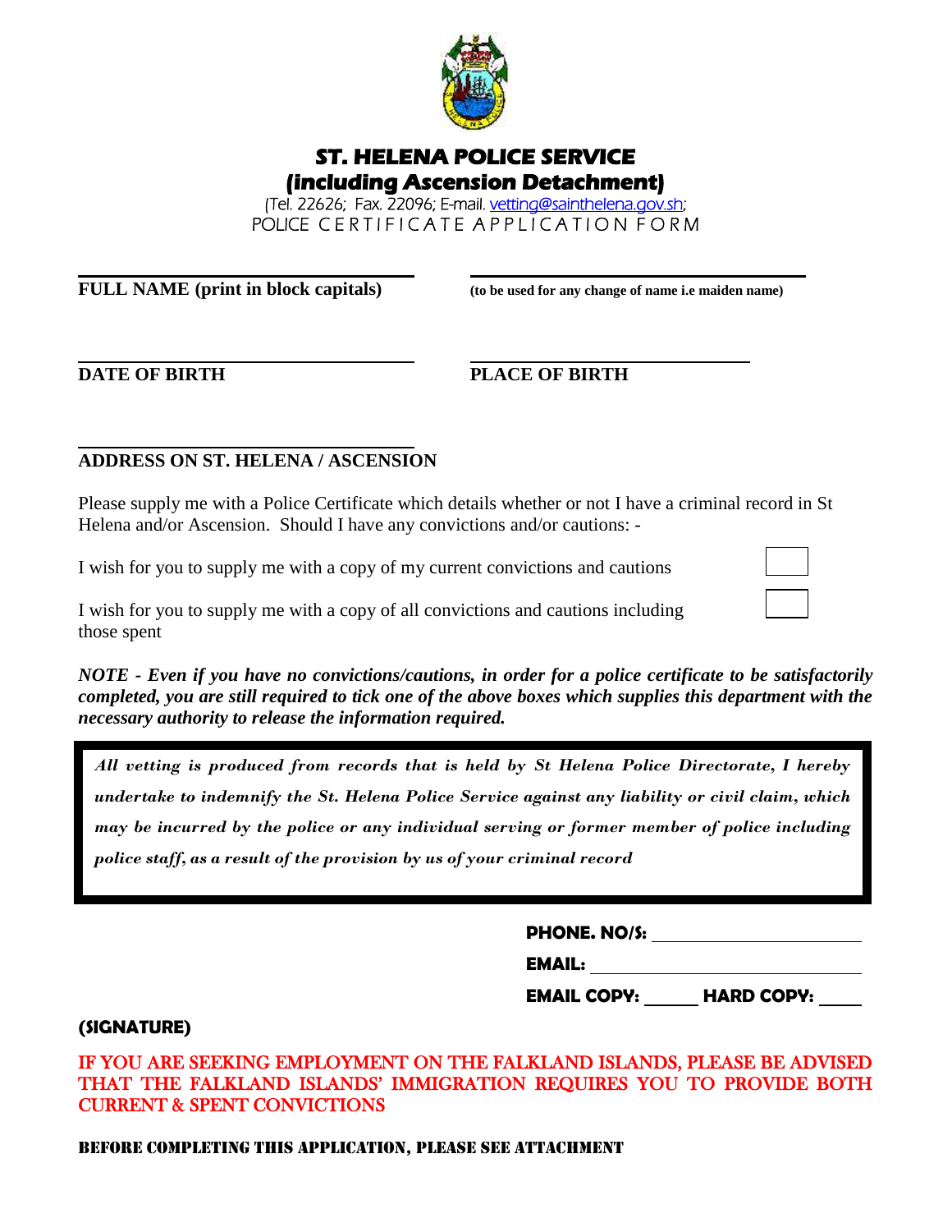# ST. HELENA POLICE SERVICE
## (including Ascension Detachment)

(Tel. 22626; Fax. 22096; E-mail. vetting@sainthelena.gov.sh;

POLICE CERTIFICATE APPLICATION FORM

______________________________ ______________________________

**FULL NAME (print in block capitals)** **(to be used for any change of name i.e maiden name)**

______________________________ ______________________________

**DATE OF BIRTH** **PLACE OF BIRTH**

______________________________

**ADDRESS ON ST. HELENA / ASCENSION**

Please supply me with a Police Certificate which details whether or not I have a criminal record in St Helena and/or Ascension. Should I have any convictions and/or cautions: -

I wish for you to supply me with a copy of my current convictions and cautions ☐

I wish for you to supply me with a copy of all convictions and cautions including those spent ☐

***NOTE - Even if you have no convictions/cautions, in order for a police certificate to be satisfactorily completed, you are still required to tick one of the above boxes which supplies this department with the necessary authority to release the information required.***

> ***All vetting is produced from records that is held by St Helena Police Directorate, I hereby undertake to indemnify the St. Helena Police Service against any liability or civil claim, which may be incurred by the police or any individual serving or former member of police including police staff, as a result of the provision by us of your criminal record***

**PHONE. NO/S:** ______________________

**EMAIL:** ______________________

**EMAIL COPY:** ______ **HARD COPY:** ______

**(SIGNATURE)**

IF YOU ARE SEEKING EMPLOYMENT ON THE FALKLAND ISLANDS, PLEASE BE ADVISED THAT THE FALKLAND ISLANDS' IMMIGRATION REQUIRES YOU TO PROVIDE BOTH CURRENT & SPENT CONVICTIONS

**BEFORE COMPLETING THIS APPLICATION, PLEASE SEE ATTACHMENT**